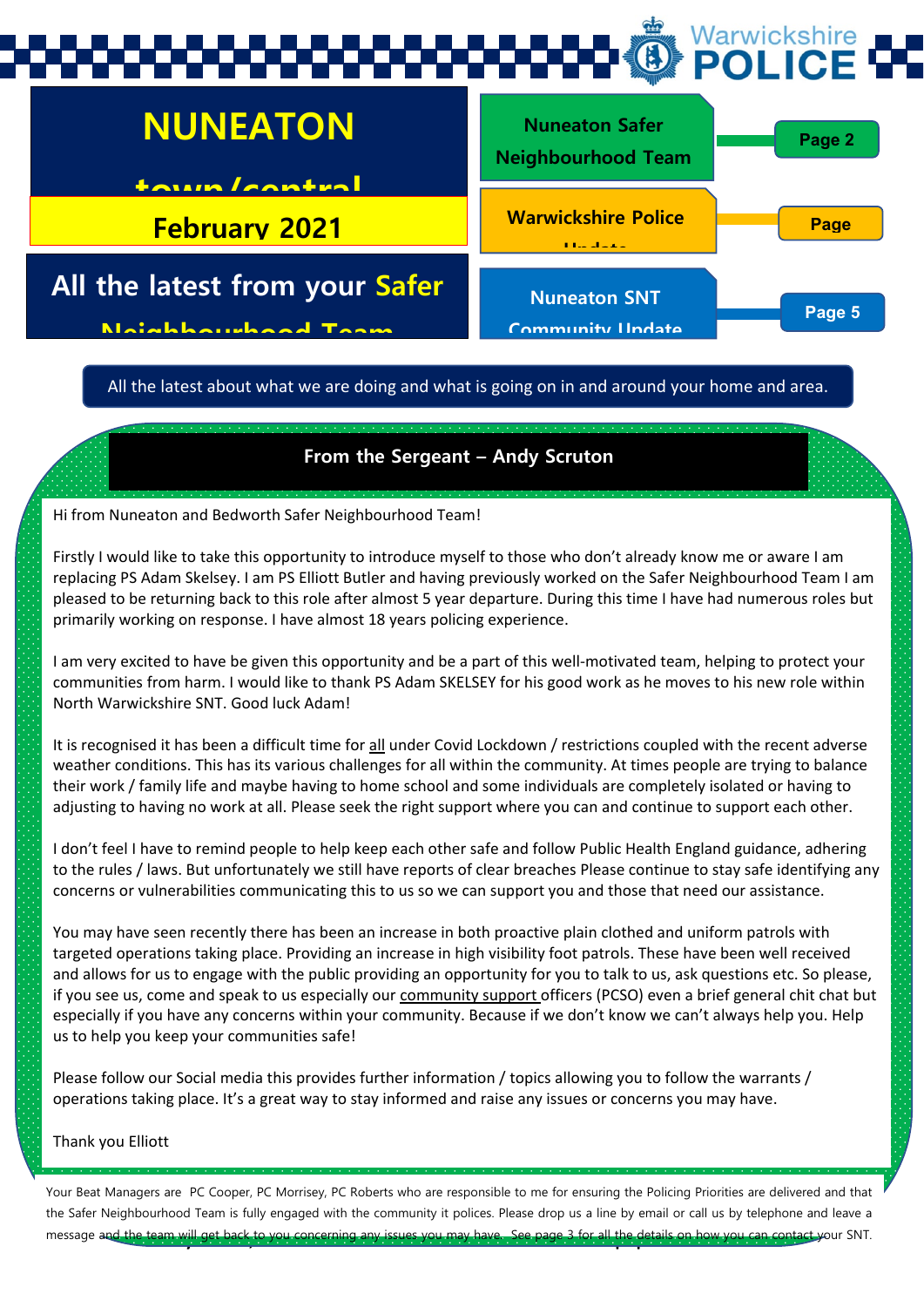Warwickshire POLICE

# NUNEATON town/central

## February 2021

## All the latest from your Safer Neighbourhood Team

- Nuneaton Safer Neighbourhood Team — Page 2
- Warwickshire Police Update — Page
- Nuneaton SNT Community Update — Page 5

All the latest about what we are doing and what is going on in and around your home and area.

### From the Sergeant – Andy Scruton

Hi from Nuneaton and Bedworth Safer Neighbourhood Team!

Firstly I would like to take this opportunity to introduce myself to those who don't already know me or aware I am replacing PS Adam Skelsey. I am PS Elliott Butler and having previously worked on the Safer Neighbourhood Team I am pleased to be returning back to this role after almost 5 year departure. During this time I have had numerous roles but primarily working on response. I have almost 18 years policing experience.

I am very excited to have be given this opportunity and be a part of this well-motivated team, helping to protect your communities from harm. I would like to thank PS Adam SKELSEY for his good work as he moves to his new role within North Warwickshire SNT. Good luck Adam!

It is recognised it has been a difficult time for all under Covid Lockdown / restrictions coupled with the recent adverse weather conditions. This has its various challenges for all within the community. At times people are trying to balance their work / family life and maybe having to home school and some individuals are completely isolated or having to adjusting to having no work at all. Please seek the right support where you can and continue to support each other.

I don't feel I have to remind people to help keep each other safe and follow Public Health England guidance, adhering to the rules / laws. But unfortunately we still have reports of clear breaches Please continue to stay safe identifying any concerns or vulnerabilities communicating this to us so we can support you and those that need our assistance.

You may have seen recently there has been an increase in both proactive plain clothed and uniform patrols with targeted operations taking place. Providing an increase in high visibility foot patrols. These have been well received and allows for us to engage with the public providing an opportunity for you to talk to us, ask questions etc. So please, if you see us, come and speak to us especially our community support officers (PCSO) even a brief general chit chat but especially if you have any concerns within your community. Because if we don't know we can't always help you. Help us to help you keep your communities safe!

Please follow our Social media this provides further information / topics allowing you to follow the warrants / operations taking place. It's a great way to stay informed and raise any issues or concerns you may have.

Thank you Elliott

Your Beat Managers are PC Cooper, PC Morrisey, PC Roberts who are responsible to me for ensuring the Policing Priorities are delivered and that the Safer Neighbourhood Team is fully engaged with the community it polices. Please drop us a line by email or call us by telephone and leave a message and the team will get back to you concerning any issues you may have. See page 3 for all the details on how you can contact your SNT.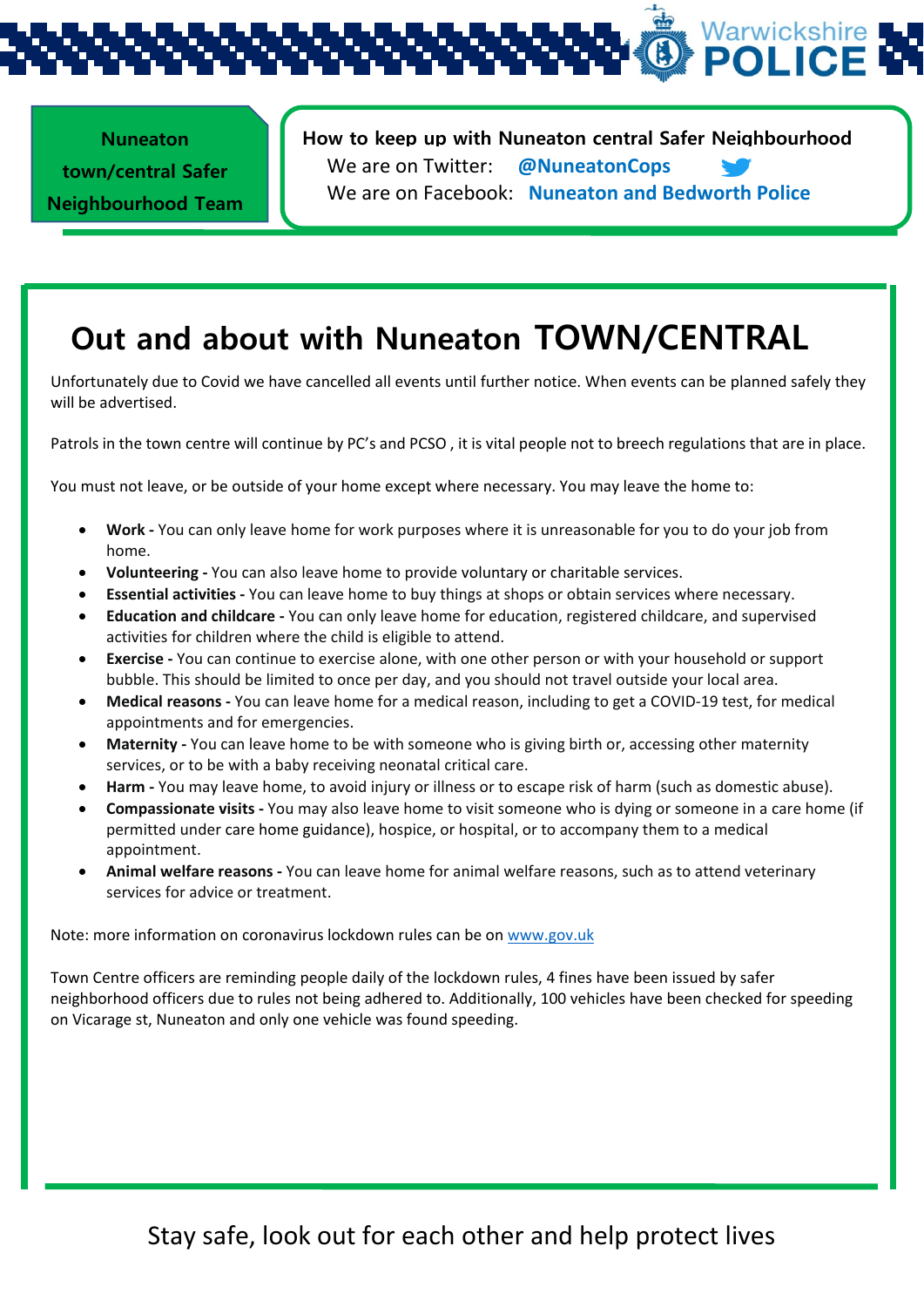**Nuneaton town/central Safer Neighbourhood Team**

**How to keep up with Nuneaton central Safer Neighbourhood**

We are on Twitter: **@NuneatonCops**

We are on Facebook: **Nuneaton and Bedworth Police**

# Out and about with Nuneaton TOWN/CENTRAL

Unfortunately due to Covid we have cancelled all events until further notice. When events can be planned safely they will be advertised.

Patrols in the town centre will continue by PC's and PCSO , it is vital people not to breech regulations that are in place.

You must not leave, or be outside of your home except where necessary. You may leave the home to:

- **Work -** You can only leave home for work purposes where it is unreasonable for you to do your job from home.
- **Volunteering -** You can also leave home to provide voluntary or charitable services.
- **Essential activities -** You can leave home to buy things at shops or obtain services where necessary.
- **Education and childcare -** You can only leave home for education, registered childcare, and supervised activities for children where the child is eligible to attend.
- **Exercise -** You can continue to exercise alone, with one other person or with your household or support bubble. This should be limited to once per day, and you should not travel outside your local area.
- **Medical reasons -** You can leave home for a medical reason, including to get a COVID-19 test, for medical appointments and for emergencies.
- **Maternity -** You can leave home to be with someone who is giving birth or, accessing other maternity services, or to be with a baby receiving neonatal critical care.
- **Harm -** You may leave home, to avoid injury or illness or to escape risk of harm (such as domestic abuse).
- **Compassionate visits -** You may also leave home to visit someone who is dying or someone in a care home (if permitted under care home guidance), hospice, or hospital, or to accompany them to a medical appointment.
- **Animal welfare reasons -** You can leave home for animal welfare reasons, such as to attend veterinary services for advice or treatment.

Note: more information on coronavirus lockdown rules can be on [www.gov.uk](www.gov.uk)

Town Centre officers are reminding people daily of the lockdown rules, 4 fines have been issued by safer neighborhood officers due to rules not being adhered to. Additionally, 100 vehicles have been checked for speeding on Vicarage st, Nuneaton and only one vehicle was found speeding.

Stay safe, look out for each other and help protect lives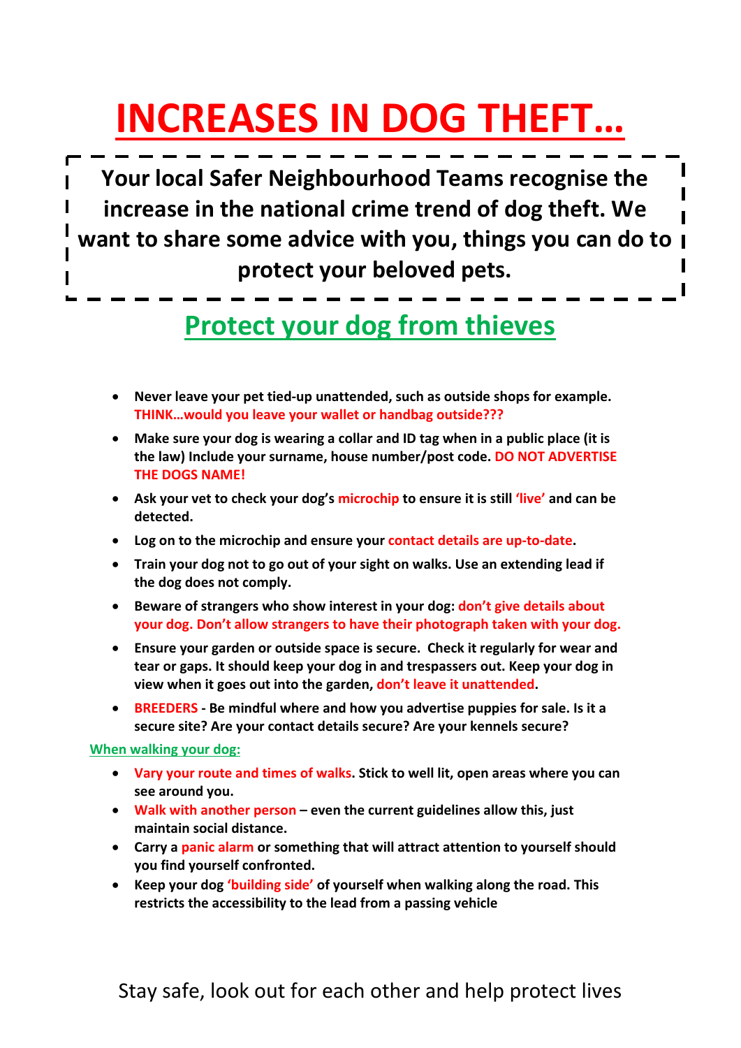# INCREASES IN DOG THEFT…

**Your local Safer Neighbourhood Teams recognise the increase in the national crime trend of dog theft. We want to share some advice with you, things you can do to protect your beloved pets.**

## Protect your dog from thieves

- **Never leave your pet tied-up unattended, such as outside shops for example. THINK…would you leave your wallet or handbag outside???**
- **Make sure your dog is wearing a collar and ID tag when in a public place (it is the law) Include your surname, house number/post code. DO NOT ADVERTISE THE DOGS NAME!**
- **Ask your vet to check your dog's microchip to ensure it is still 'live' and can be detected.**
- **Log on to the microchip and ensure your contact details are up-to-date.**
- **Train your dog not to go out of your sight on walks. Use an extending lead if the dog does not comply.**
- **Beware of strangers who show interest in your dog: don't give details about your dog. Don't allow strangers to have their photograph taken with your dog.**
- **Ensure your garden or outside space is secure. Check it regularly for wear and tear or gaps. It should keep your dog in and trespassers out. Keep your dog in view when it goes out into the garden, don't leave it unattended.**
- **BREEDERS - Be mindful where and how you advertise puppies for sale. Is it a secure site? Are your contact details secure? Are your kennels secure?**

**When walking your dog:**

- **Vary your route and times of walks. Stick to well lit, open areas where you can see around you.**
- **Walk with another person – even the current guidelines allow this, just maintain social distance.**
- **Carry a panic alarm or something that will attract attention to yourself should you find yourself confronted.**
- **Keep your dog 'building side' of yourself when walking along the road. This restricts the accessibility to the lead from a passing vehicle**

Stay safe, look out for each other and help protect lives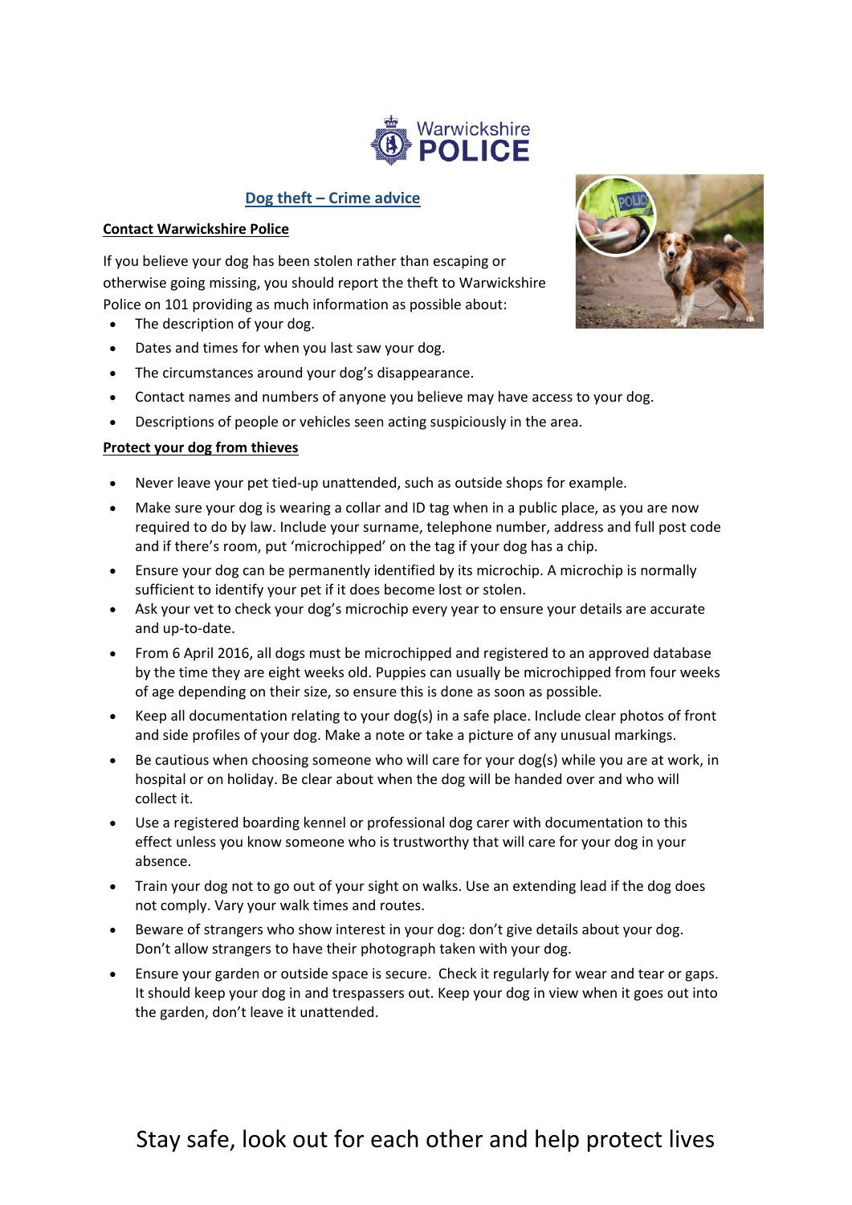Warwickshire POLICE

# Dog theft – Crime advice

## Contact Warwickshire Police

If you believe your dog has been stolen rather than escaping or otherwise going missing, you should report the theft to Warwickshire Police on 101 providing as much information as possible about:

- The description of your dog.
- Dates and times for when you last saw your dog.
- The circumstances around your dog's disappearance.
- Contact names and numbers of anyone you believe may have access to your dog.
- Descriptions of people or vehicles seen acting suspiciously in the area.

## Protect your dog from thieves

- Never leave your pet tied-up unattended, such as outside shops for example.
- Make sure your dog is wearing a collar and ID tag when in a public place, as you are now required to do by law. Include your surname, telephone number, address and full post code and if there's room, put 'microchipped' on the tag if your dog has a chip.
- Ensure your dog can be permanently identified by its microchip. A microchip is normally sufficient to identify your pet if it does become lost or stolen.
- Ask your vet to check your dog's microchip every year to ensure your details are accurate and up-to-date.
- From 6 April 2016, all dogs must be microchipped and registered to an approved database by the time they are eight weeks old. Puppies can usually be microchipped from four weeks of age depending on their size, so ensure this is done as soon as possible.
- Keep all documentation relating to your dog(s) in a safe place. Include clear photos of front and side profiles of your dog. Make a note or take a picture of any unusual markings.
- Be cautious when choosing someone who will care for your dog(s) while you are at work, in hospital or on holiday. Be clear about when the dog will be handed over and who will collect it.
- Use a registered boarding kennel or professional dog carer with documentation to this effect unless you know someone who is trustworthy that will care for your dog in your absence.
- Train your dog not to go out of your sight on walks. Use an extending lead if the dog does not comply. Vary your walk times and routes.
- Beware of strangers who show interest in your dog: don't give details about your dog. Don't allow strangers to have their photograph taken with your dog.
- Ensure your garden or outside space is secure. Check it regularly for wear and tear or gaps. It should keep your dog in and trespassers out. Keep your dog in view when it goes out into the garden, don't leave it unattended.

Stay safe, look out for each other and help protect lives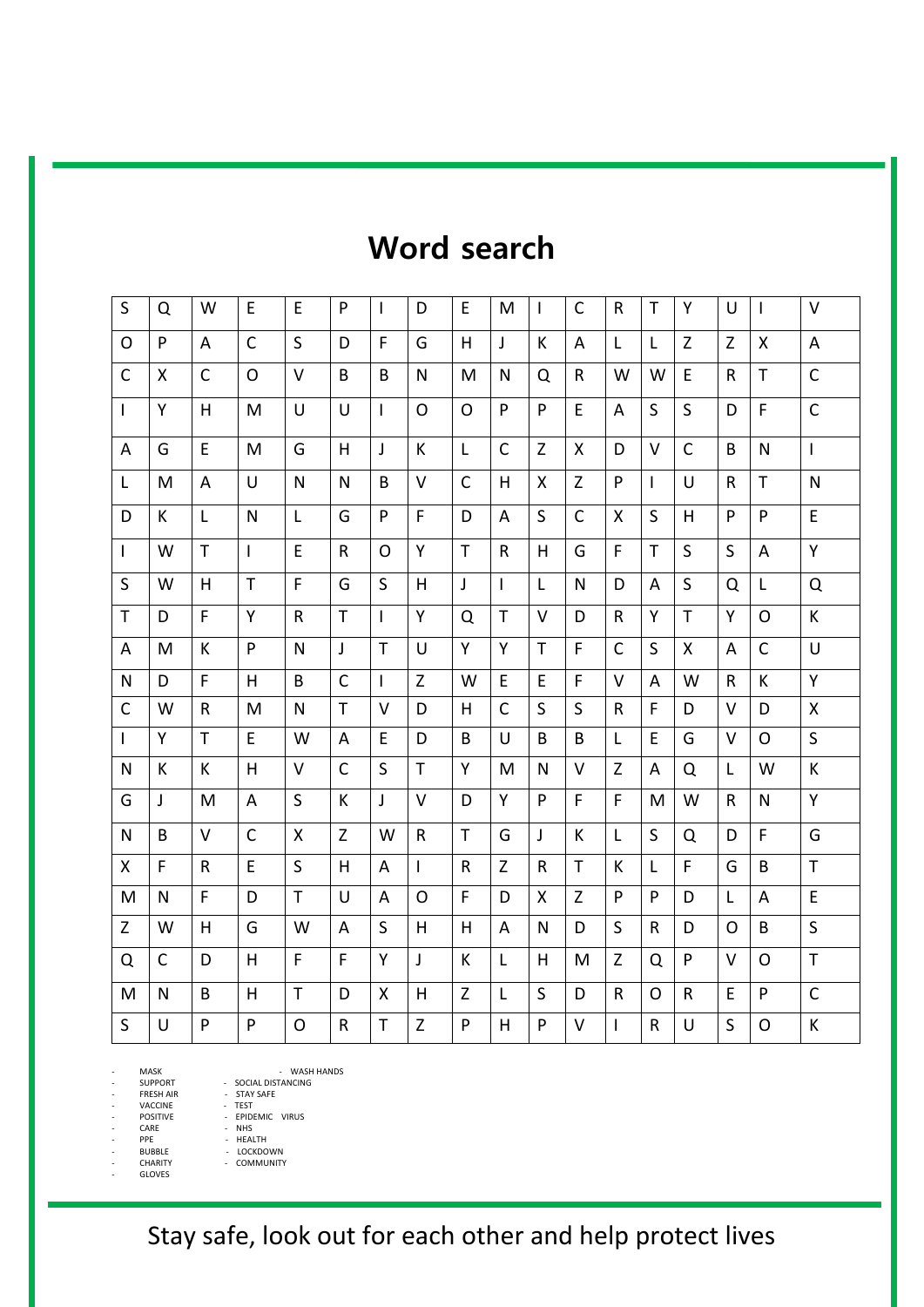# Word search

| S | Q | W | E | E | P | I | D | E | M | I | C | R | T | Y | U | I | V |
|---|---|---|---|---|---|---|---|---|---|---|---|---|---|---|---|---|---|
| O | P | A | C | S | D | F | G | H | J | K | A | L | L | Z | Z | X | A |
| C | X | C | O | V | B | B | N | M | N | Q | R | W | W | E | R | T | C |
| I | Y | H | M | U | U | I | O | O | P | P | E | A | S | S | D | F | C |
| A | G | E | M | G | H | J | K | L | C | Z | X | D | V | C | B | N | I |
| L | M | A | U | N | N | B | V | C | H | X | Z | P | I | U | R | T | N |
| D | K | L | N | L | G | P | F | D | A | S | C | X | S | H | P | P | E |
| I | W | T | I | E | R | O | Y | T | R | H | G | F | T | S | S | A | Y |
| S | W | H | T | F | G | S | H | J | I | L | N | D | A | S | Q | L | Q |
| T | D | F | Y | R | T | I | Y | Q | T | V | D | R | Y | T | Y | O | K |
| A | M | K | P | N | J | T | U | Y | Y | T | F | C | S | X | A | C | U |
| N | D | F | H | B | C | I | Z | W | E | E | F | V | A | W | R | K | Y |
| C | W | R | M | N | T | V | D | H | C | S | S | R | F | D | V | D | X |
| I | Y | T | E | W | A | E | D | B | U | B | B | L | E | G | V | O | S |
| N | K | K | H | V | C | S | T | Y | M | N | V | Z | A | Q | L | W | K |
| G | J | M | A | S | K | J | V | D | Y | P | F | F | M | W | R | N | Y |
| N | B | V | C | X | Z | W | R | T | G | J | K | L | S | Q | D | F | G |
| X | F | R | E | S | H | A | I | R | Z | R | T | K | L | F | G | B | T |
| M | N | F | D | T | U | A | O | F | D | X | Z | P | P | D | L | A | E |
| Z | W | H | G | W | A | S | H | H | A | N | D | S | R | D | O | B | S |
| Q | C | D | H | F | F | Y | J | K | L | H | M | Z | Q | P | V | O | T |
| M | N | B | H | T | D | X | H | Z | L | S | D | R | O | R | E | P | C |
| S | U | P | P | O | R | T | Z | P | H | P | V | I | R | U | S | O | K |

- MASK
- SUPPORT
- FRESH AIR
- VACCINE
- POSITIVE
- CARE
- PPE
- BUBBLE
- CHARITY
- GLOVES
- WASH HANDS
- SOCIAL DISTANCING
- STAY SAFE
- TEST
- EPIDEMIC VIRUS
- NHS
- HEALTH
- LOCKDOWN
- COMMUNITY

Stay safe, look out for each other and help protect lives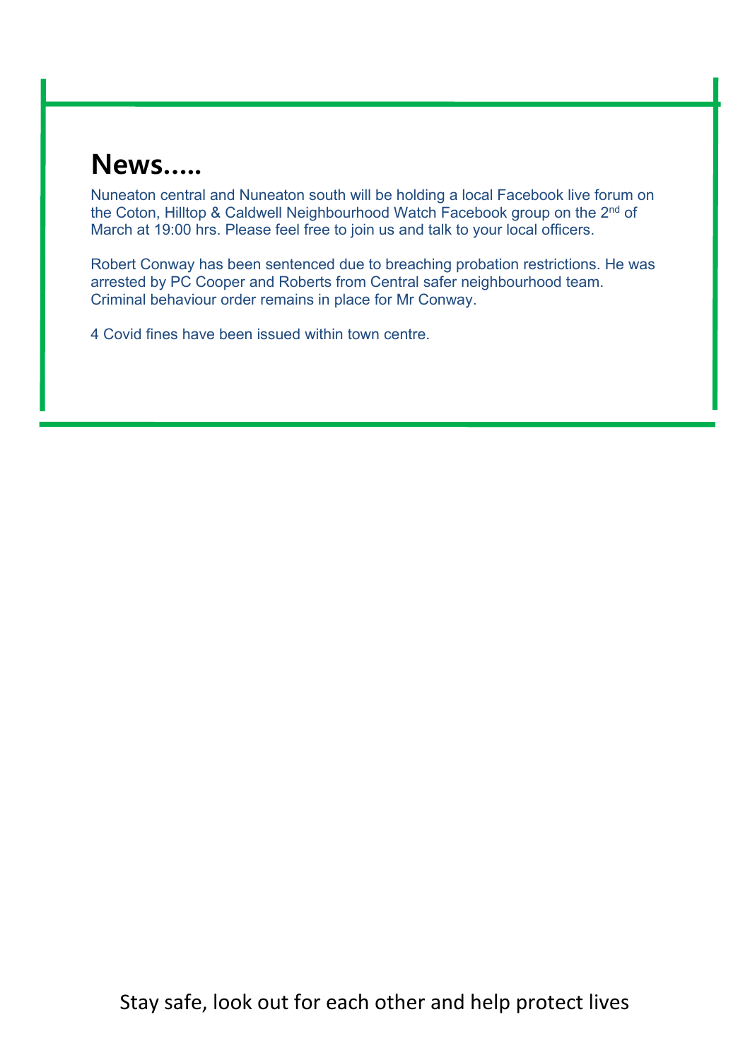## News.....

Nuneaton central and Nuneaton south will be holding a local Facebook live forum on the Coton, Hilltop & Caldwell Neighbourhood Watch Facebook group on the 2nd of March at 19:00 hrs. Please feel free to join us and talk to your local officers.

Robert Conway has been sentenced due to breaching probation restrictions. He was arrested by PC Cooper and Roberts from Central safer neighbourhood team. Criminal behaviour order remains in place for Mr Conway.

4 Covid fines have been issued within town centre.

Stay safe, look out for each other and help protect lives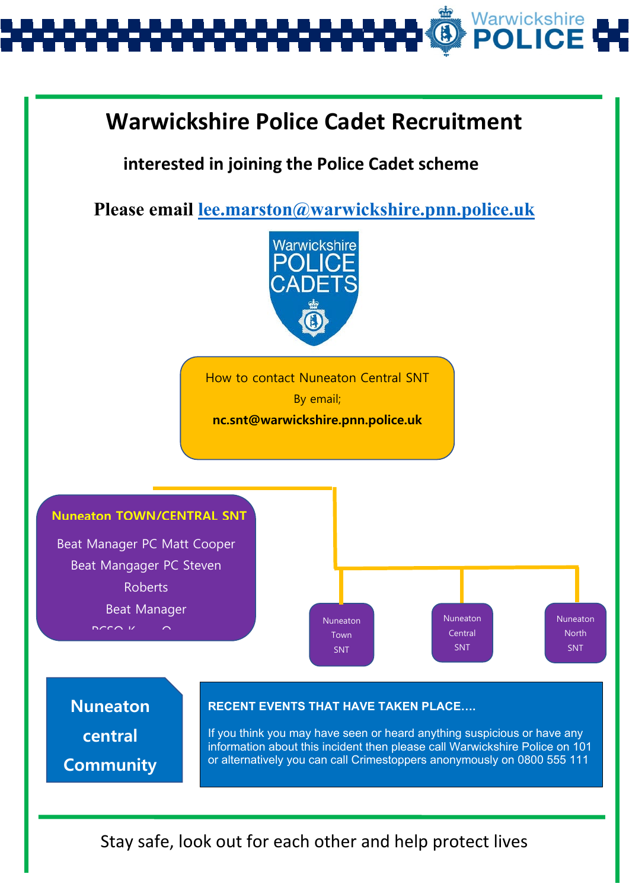# Warwickshire Police Cadet Recruitment

**interested in joining the Police Cadet scheme**

**Please email lee.marston@warwickshire.pnn.police.uk**

Warwickshire POLICE CADETS

How to contact Nuneaton Central SNT

By email;

**nc.snt@warwickshire.pnn.police.uk**

**Nuneaton TOWN/CENTRAL SNT**

Beat Manager PC Matt Cooper

Beat Mangager PC Steven Roberts

Beat Manager

Nuneaton Town SNT

Nuneaton Central SNT

Nuneaton North SNT

**Nuneaton central Community**

**RECENT EVENTS THAT HAVE TAKEN PLACE….**

If you think you may have seen or heard anything suspicious or have any information about this incident then please call Warwickshire Police on 101 or alternatively you can call Crimestoppers anonymously on 0800 555 111

Stay safe, look out for each other and help protect lives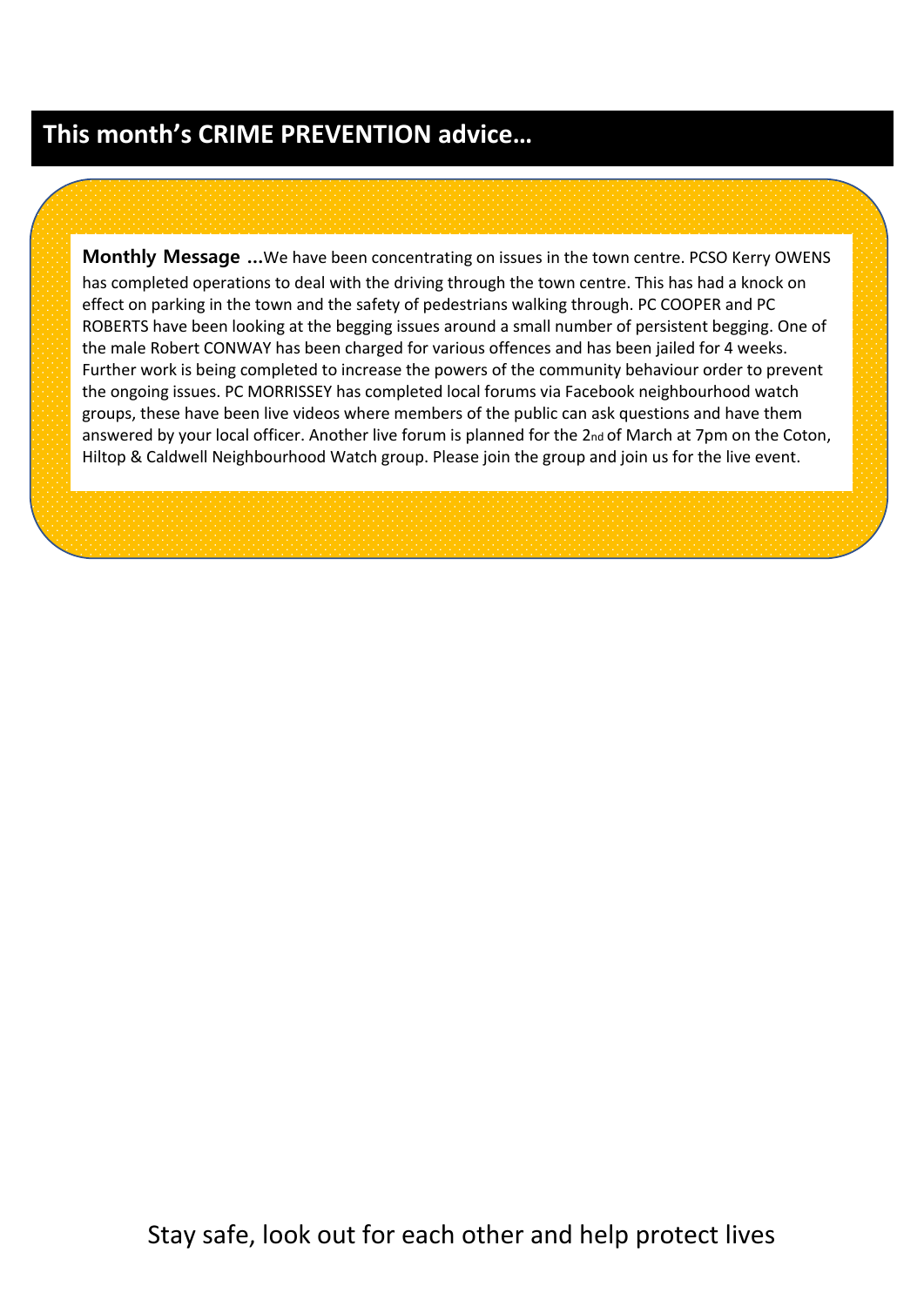## This month's CRIME PREVENTION advice…

**Monthly Message …**We have been concentrating on issues in the town centre. PCSO Kerry OWENS has completed operations to deal with the driving through the town centre. This has had a knock on effect on parking in the town and the safety of pedestrians walking through. PC COOPER and PC ROBERTS have been looking at the begging issues around a small number of persistent begging. One of the male Robert CONWAY has been charged for various offences and has been jailed for 4 weeks. Further work is being completed to increase the powers of the community behaviour order to prevent the ongoing issues. PC MORRISSEY has completed local forums via Facebook neighbourhood watch groups, these have been live videos where members of the public can ask questions and have them answered by your local officer. Another live forum is planned for the 2nd of March at 7pm on the Coton, Hiltop & Caldwell Neighbourhood Watch group. Please join the group and join us for the live event.

Stay safe, look out for each other and help protect lives